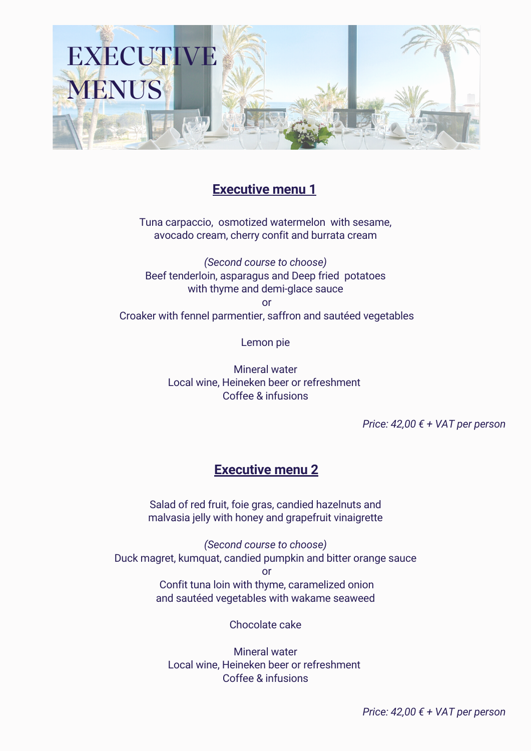# EXECUTIVE MENUS

## Executive menu 1

Tuna carpaccio, osmotized watermelon with sesame, avocado cream, cherry confit and burrata cream

*(Second course to choose)*
Beef tenderloin, asparagus and Deep fried potatoes with thyme and demi-glace sauce
or
Croaker with fennel parmentier, saffron and sautéed vegetables

Lemon pie

Mineral water
Local wine, Heineken beer or refreshment
Coffee & infusions

*Price: 42,00 € + VAT per person*

## Executive menu 2

Salad of red fruit, foie gras, candied hazelnuts and malvasia jelly with honey and grapefruit vinaigrette

*(Second course to choose)*
Duck magret, kumquat, candied pumpkin and bitter orange sauce
or
Confit tuna loin with thyme, caramelized onion and sautéed vegetables with wakame seaweed

Chocolate cake

Mineral water
Local wine, Heineken beer or refreshment
Coffee & infusions

*Price: 42,00 € + VAT per person*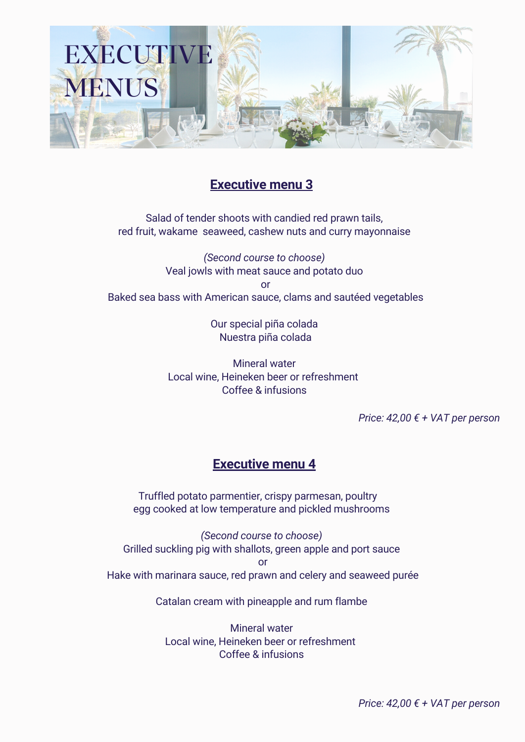# EXECUTIVE MENUS

## Executive menu 3

Salad of tender shoots with candied red prawn tails,
red fruit, wakame seaweed, cashew nuts and curry mayonnaise

*(Second course to choose)*
Veal jowls with meat sauce and potato duo
or
Baked sea bass with American sauce, clams and sautéed vegetables

Our special piña colada
Nuestra piña colada

Mineral water
Local wine, Heineken beer or refreshment
Coffee & infusions

*Price: 42,00 € + VAT per person*

## Executive menu 4

Truffled potato parmentier, crispy parmesan, poultry
egg cooked at low temperature and pickled mushrooms

*(Second course to choose)*
Grilled suckling pig with shallots, green apple and port sauce
or
Hake with marinara sauce, red prawn and celery and seaweed purée

Catalan cream with pineapple and rum flambe

Mineral water
Local wine, Heineken beer or refreshment
Coffee & infusions

*Price: 42,00 € + VAT per person*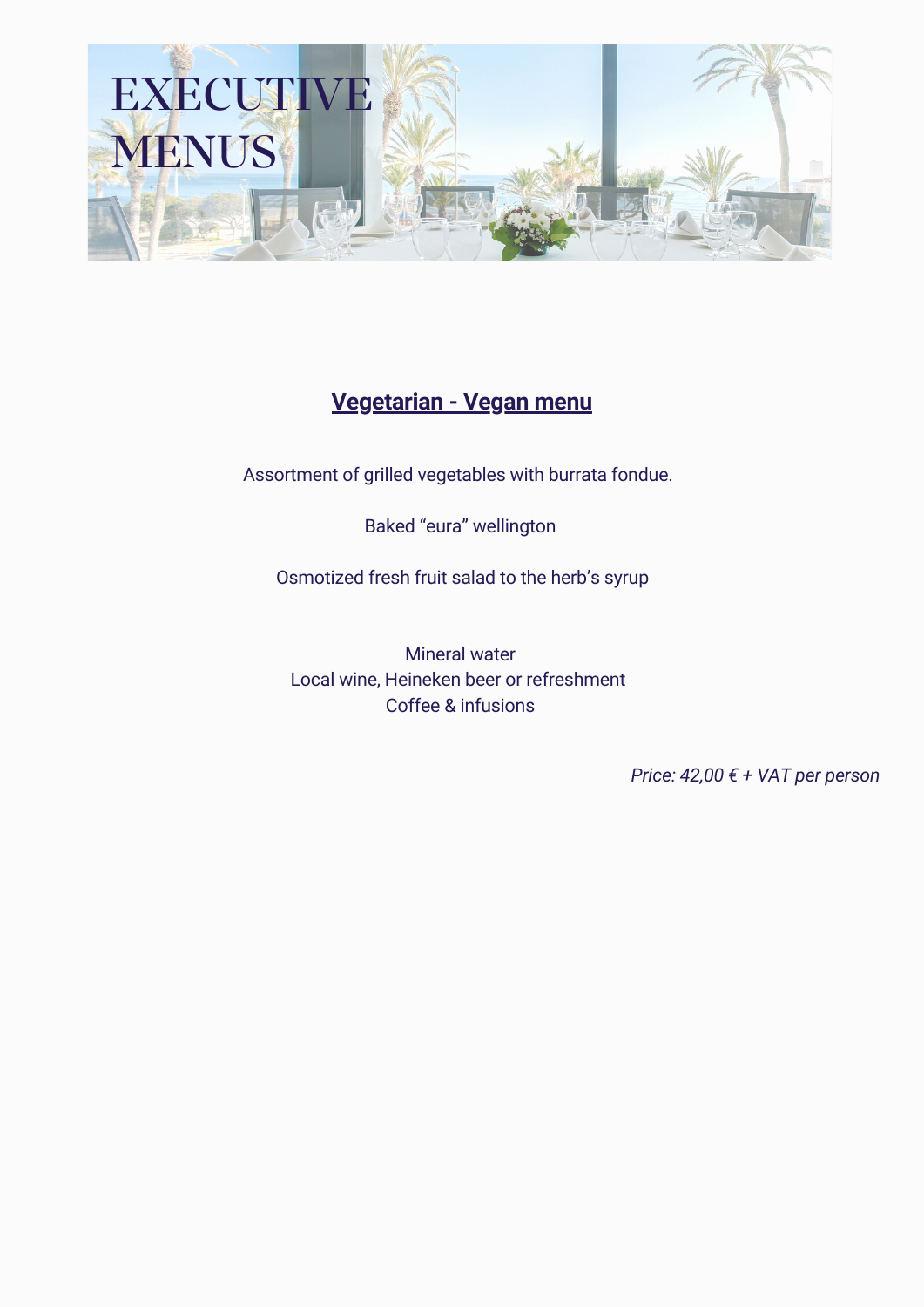# EXECUTIVE MENUS

## Vegetarian - Vegan menu

Assortment of grilled vegetables with burrata fondue.

Baked “eura” wellington

Osmotized fresh fruit salad to the herb’s syrup

Mineral water
Local wine, Heineken beer or refreshment
Coffee & infusions

*Price: 42,00 € + VAT per person*